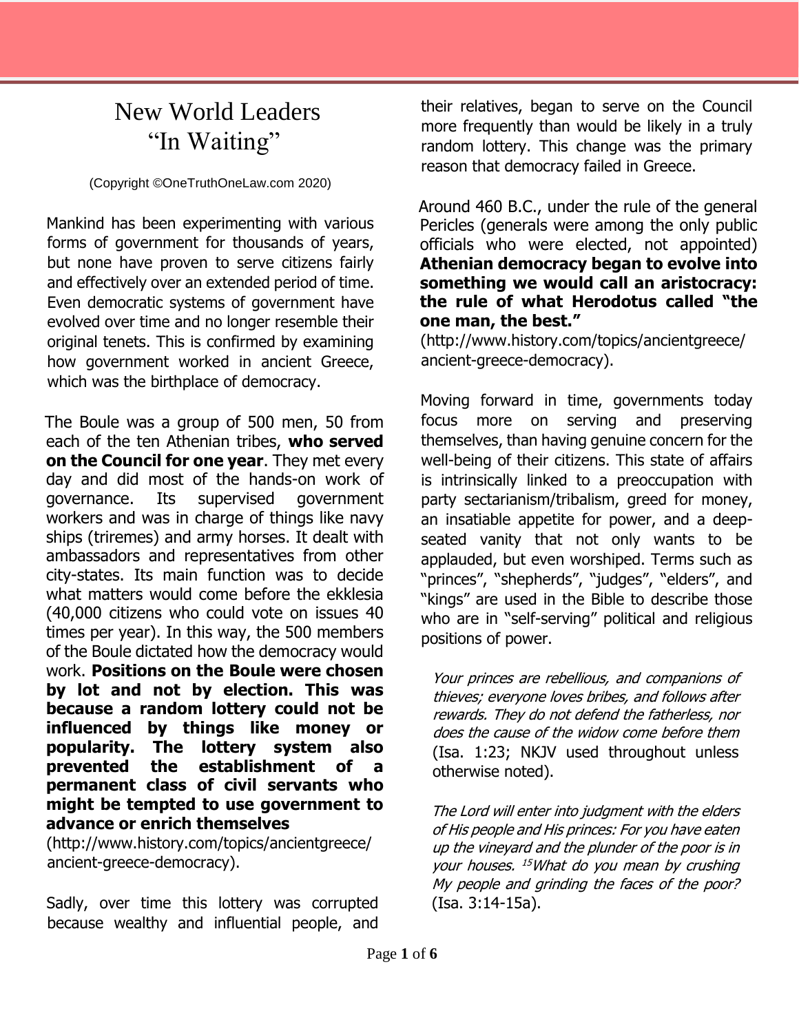# New World Leaders "In Waiting"

(Copyright ©OneTruthOneLaw.com 2020)

Mankind has been experimenting with various forms of government for thousands of years, but none have proven to serve citizens fairly and effectively over an extended period of time. Even democratic systems of government have evolved over time and no longer resemble their original tenets. This is confirmed by examining how government worked in ancient Greece, which was the birthplace of democracy.

The Boule was a group of 500 men, 50 from each of the ten Athenian tribes, **who served on the Council for one year**. They met every day and did most of the hands-on work of governance. Its supervised government workers and was in charge of things like navy ships (triremes) and army horses. It dealt with ambassadors and representatives from other city-states. Its main function was to decide what matters would come before the ekklesia (40,000 citizens who could vote on issues 40 times per year). In this way, the 500 members of the Boule dictated how the democracy would work. **Positions on the Boule were chosen by lot and not by election. This was because a random lottery could not be influenced by things like money or popularity. The lottery system also prevented the establishment of a permanent class of civil servants who might be tempted to use government to advance or enrich themselves** (http://www.history.com/topics/ancientgreece/ancient-greece-democracy).

Sadly, over time this lottery was corrupted because wealthy and influential people, and their relatives, began to serve on the Council more frequently than would be likely in a truly random lottery. This change was the primary reason that democracy failed in Greece.

Around 460 B.C., under the rule of the general Pericles (generals were among the only public officials who were elected, not appointed) **Athenian democracy began to evolve into something we would call an aristocracy: the rule of what Herodotus called "the one man, the best."** (http://www.history.com/topics/ancientgreece/ancient-greece-democracy).

Moving forward in time, governments today focus more on serving and preserving themselves, than having genuine concern for the well-being of their citizens. This state of affairs is intrinsically linked to a preoccupation with party sectarianism/tribalism, greed for money, an insatiable appetite for power, and a deep-seated vanity that not only wants to be applauded, but even worshiped. Terms such as "princes", "shepherds", "judges", "elders", and "kings" are used in the Bible to describe those who are in "self-serving" political and religious positions of power.

> *Your princes are rebellious, and companions of thieves; everyone loves bribes, and follows after rewards. They do not defend the fatherless, nor does the cause of the widow come before them* (Isa. 1:23; NKJV used throughout unless otherwise noted).

> *The Lord will enter into judgment with the elders of His people and His princes: For you have eaten up the vineyard and the plunder of the poor is in your houses. [15]What do you mean by crushing My people and grinding the faces of the poor?* (Isa. 3:14-15a).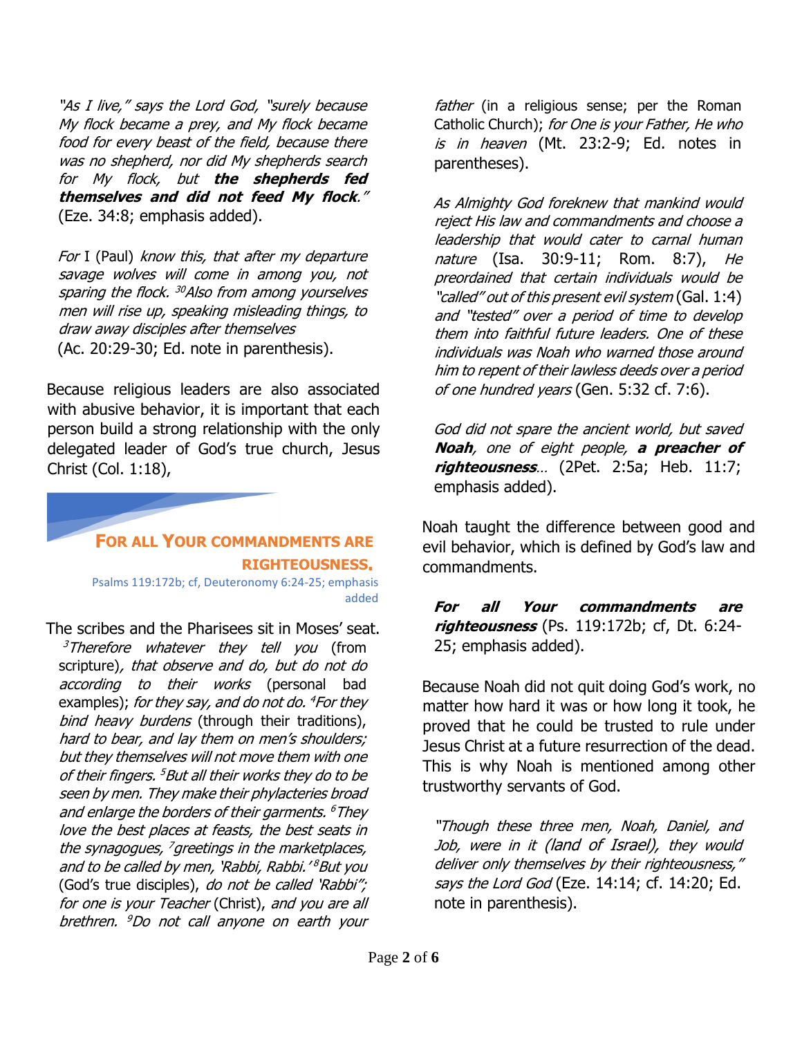*"As I live," says the Lord God, "surely because My flock became a prey, and My flock became food for every beast of the field, because there was no shepherd, nor did My shepherds search for My flock, but* ***the shepherds fed themselves and did not feed My flock****."* (Eze. 34:8; emphasis added).

> *For* I (Paul) *know this, that after my departure savage wolves will come in among you, not sparing the flock.* [30]*Also from among yourselves men will rise up, speaking misleading things, to draw away disciples after themselves* (Ac. 20:29-30; Ed. note in parenthesis).

Because religious leaders are also associated with abusive behavior, it is important that each person build a strong relationship with the only delegated leader of God's true church, Jesus Christ (Col. 1:18),

## FOR ALL YOUR COMMANDMENTS ARE RIGHTEOUSNESS.

Psalms 119:172b; cf, Deuteronomy 6:24-25; emphasis added

The scribes and the Pharisees sit in Moses' seat. [3]*Therefore whatever they tell you* (from scripture)*, that observe and do, but do not do according to their works* (personal bad examples); *for they say, and do not do.* [4]*For they bind heavy burdens* (through their traditions), *hard to bear, and lay them on men's shoulders; but they themselves will not move them with one of their fingers.* [5]*But all their works they do to be seen by men. They make their phylacteries broad and enlarge the borders of their garments.* [6]*They love the best places at feasts, the best seats in the synagogues,* [7]*greetings in the marketplaces, and to be called by men, 'Rabbi, Rabbi.'* [8]*But you* (God's true disciples), *do not be called 'Rabbi'; for one is your Teacher* (Christ), *and you are all brethren.* [9]*Do not call anyone on earth your father* (in a religious sense; per the Roman Catholic Church); *for One is your Father, He who is in heaven* (Mt. 23:2-9; Ed. notes in parentheses).

*As Almighty God foreknew that mankind would reject His law and commandments and choose a leadership that would cater to carnal human nature* (Isa. 30:9-11; Rom. 8:7), *He preordained that certain individuals would be "called" out of this present evil system* (Gal. 1:4) *and "tested" over a period of time to develop them into faithful future leaders. One of these individuals was Noah who warned those around him to repent of their lawless deeds over a period of one hundred years* (Gen. 5:32 cf. 7:6).

> *God did not spare the ancient world, but saved* ***Noah****, one of eight people,* ***a preacher of righteousness****…* (2Pet. 2:5a; Heb. 11:7; emphasis added).

Noah taught the difference between good and evil behavior, which is defined by God's law and commandments.

> ***For all Your commandments are righteousness*** (Ps. 119:172b; cf, Dt. 6:24-25; emphasis added).

Because Noah did not quit doing God's work, no matter how hard it was or how long it took, he proved that he could be trusted to rule under Jesus Christ at a future resurrection of the dead. This is why Noah is mentioned among other trustworthy servants of God.

> *"Though these three men, Noah, Daniel, and Job, were in it (land of Israel), they would deliver only themselves by their righteousness," says the Lord God* (Eze. 14:14; cf. 14:20; Ed. note in parenthesis).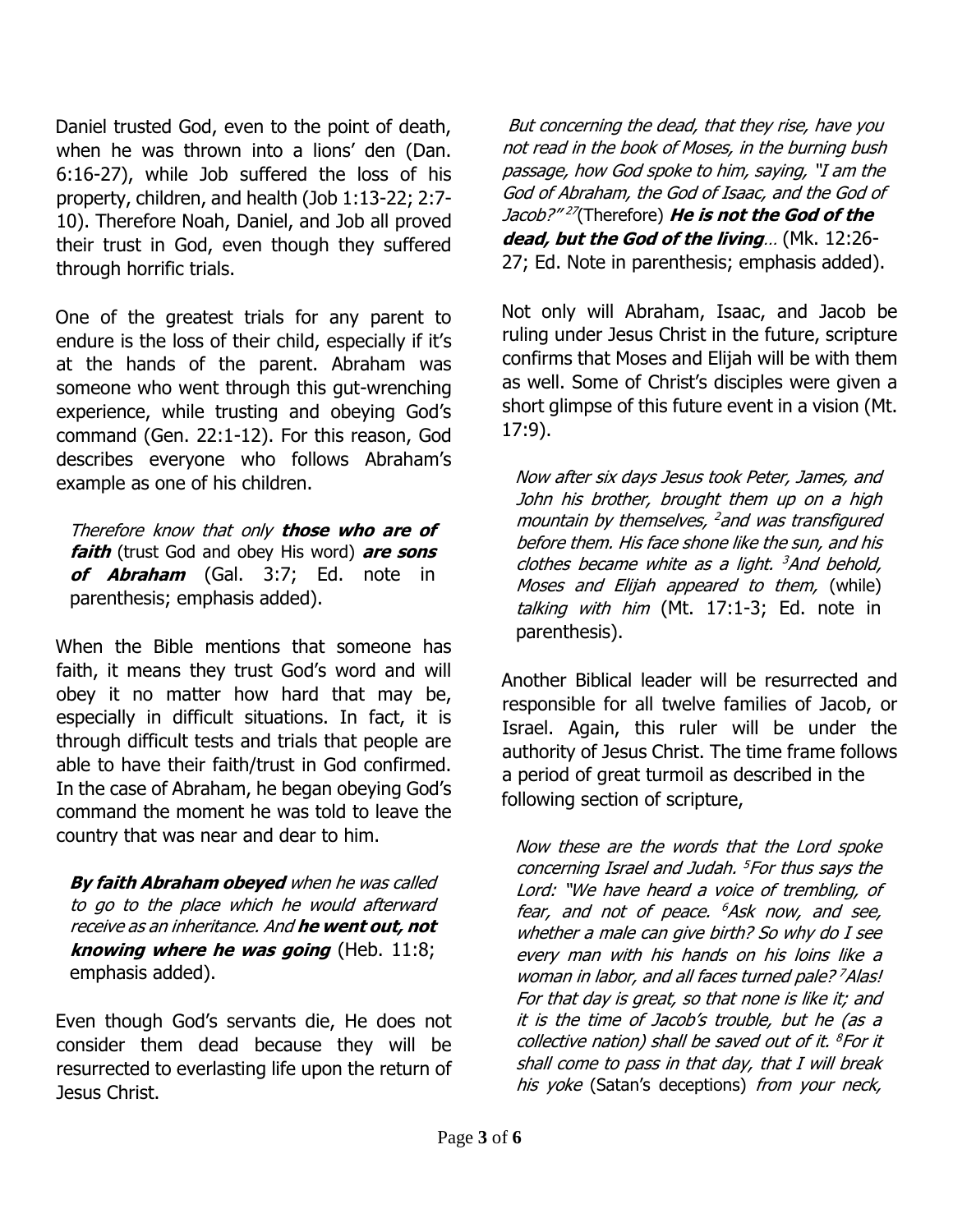Daniel trusted God, even to the point of death, when he was thrown into a lions' den (Dan. 6:16-27), while Job suffered the loss of his property, children, and health (Job 1:13-22; 2:7-10). Therefore Noah, Daniel, and Job all proved their trust in God, even though they suffered through horrific trials.

One of the greatest trials for any parent to endure is the loss of their child, especially if it's at the hands of the parent. Abraham was someone who went through this gut-wrenching experience, while trusting and obeying God's command (Gen. 22:1-12). For this reason, God describes everyone who follows Abraham's example as one of his children.

> *Therefore know that only* ***those who are of faith*** (trust God and obey His word) ***are sons of Abraham*** (Gal. 3:7; Ed. note in parenthesis; emphasis added).

When the Bible mentions that someone has faith, it means they trust God's word and will obey it no matter how hard that may be, especially in difficult situations. In fact, it is through difficult tests and trials that people are able to have their faith/trust in God confirmed. In the case of Abraham, he began obeying God's command the moment he was told to leave the country that was near and dear to him.

> ***By faith Abraham obeyed*** *when he was called to go to the place which he would afterward receive as an inheritance. And* ***he went out, not knowing where he was going*** (Heb. 11:8; emphasis added).

Even though God's servants die, He does not consider them dead because they will be resurrected to everlasting life upon the return of Jesus Christ.

> *But concerning the dead, that they rise, have you not read in the book of Moses, in the burning bush passage, how God spoke to him, saying, "I am the God of Abraham, the God of Isaac, and the God of Jacob?"* [27](Therefore) ***He is not the God of the dead, but the God of the living****…* (Mk. 12:26-27; Ed. Note in parenthesis; emphasis added).

Not only will Abraham, Isaac, and Jacob be ruling under Jesus Christ in the future, scripture confirms that Moses and Elijah will be with them as well. Some of Christ's disciples were given a short glimpse of this future event in a vision (Mt. 17:9).

> *Now after six days Jesus took Peter, James, and John his brother, brought them up on a high mountain by themselves,* [2]*and was transfigured before them. His face shone like the sun, and his clothes became white as a light.* [3]*And behold, Moses and Elijah appeared to them,* (while) *talking with him* (Mt. 17:1-3; Ed. note in parenthesis).

Another Biblical leader will be resurrected and responsible for all twelve families of Jacob, or Israel. Again, this ruler will be under the authority of Jesus Christ. The time frame follows a period of great turmoil as described in the following section of scripture,

> *Now these are the words that the Lord spoke concerning Israel and Judah.* [5]*For thus says the Lord: "We have heard a voice of trembling, of fear, and not of peace.* [6]*Ask now, and see, whether a male can give birth? So why do I see every man with his hands on his loins like a woman in labor, and all faces turned pale?* [7]*Alas! For that day is great, so that none is like it; and it is the time of Jacob's trouble, but he (as a collective nation) shall be saved out of it.* [8]*For it shall come to pass in that day, that I will break his yoke* (Satan's deceptions) *from your neck,*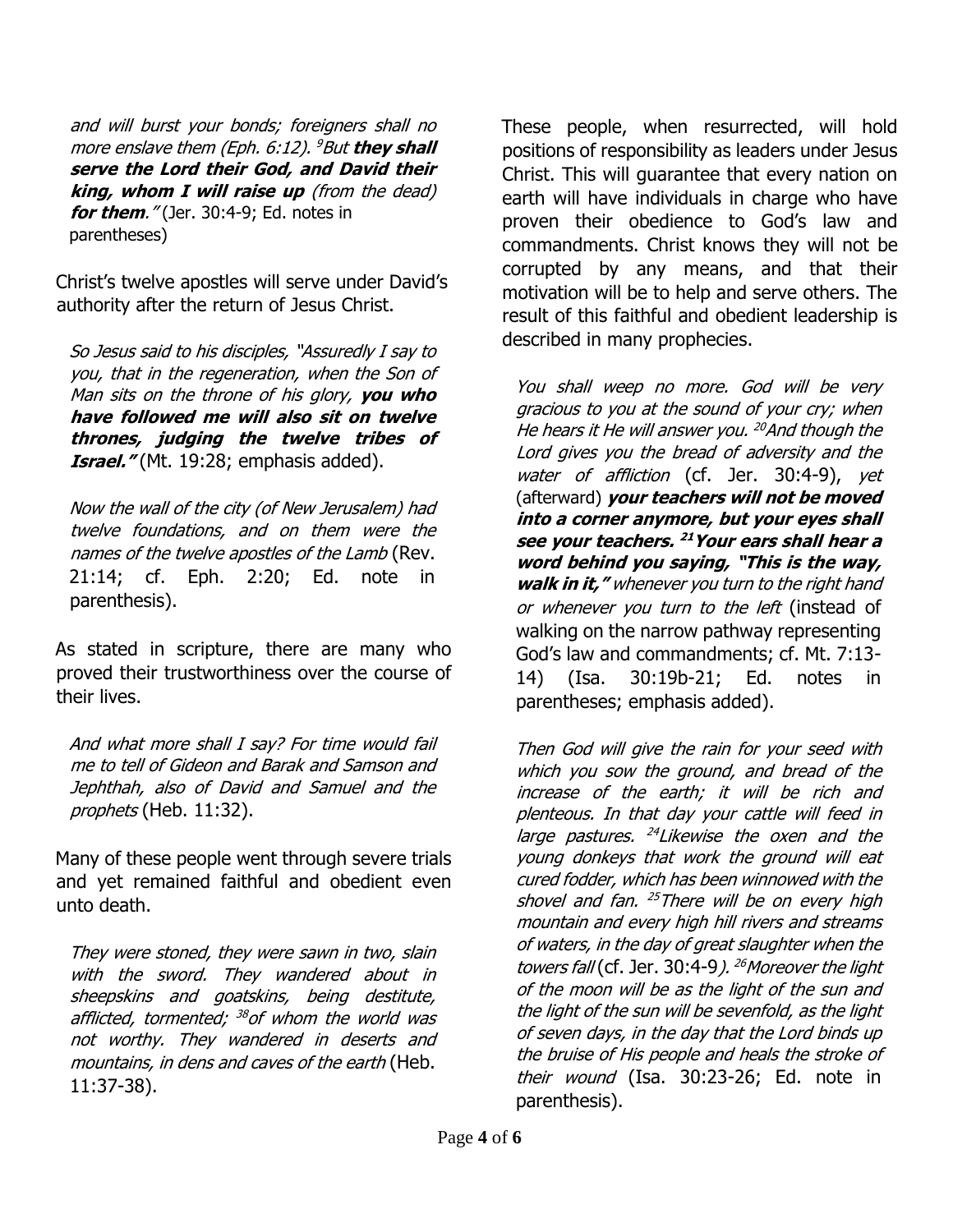*and will burst your bonds; foreigners shall no more enslave them (Eph. 6:12).* [9]*But* ***they shall serve the Lord their God, and David their king, whom I will raise up*** *(from the dead)* ***for them****."* (Jer. 30:4-9; Ed. notes in parentheses)

Christ's twelve apostles will serve under David's authority after the return of Jesus Christ.

> *So Jesus said to his disciples, "Assuredly I say to you, that in the regeneration, when the Son of Man sits on the throne of his glory,* ***you who have followed me will also sit on twelve thrones, judging the twelve tribes of Israel."*** (Mt. 19:28; emphasis added).

> *Now the wall of the city (of New Jerusalem) had twelve foundations, and on them were the names of the twelve apostles of the Lamb* (Rev. 21:14; cf. Eph. 2:20; Ed. note in parenthesis).

As stated in scripture, there are many who proved their trustworthiness over the course of their lives.

> *And what more shall I say? For time would fail me to tell of Gideon and Barak and Samson and Jephthah, also of David and Samuel and the prophets* (Heb. 11:32).

Many of these people went through severe trials and yet remained faithful and obedient even unto death.

> *They were stoned, they were sawn in two, slain with the sword. They wandered about in sheepskins and goatskins, being destitute, afflicted, tormented;* [38]*of whom the world was not worthy. They wandered in deserts and mountains, in dens and caves of the earth* (Heb. 11:37-38).

These people, when resurrected, will hold positions of responsibility as leaders under Jesus Christ. This will guarantee that every nation on earth will have individuals in charge who have proven their obedience to God's law and commandments. Christ knows they will not be corrupted by any means, and that their motivation will be to help and serve others. The result of this faithful and obedient leadership is described in many prophecies.

> *You shall weep no more. God will be very gracious to you at the sound of your cry; when He hears it He will answer you.* [20]*And though the Lord gives you the bread of adversity and the water of affliction* (cf. Jer. 30:4-9), *yet* (afterward) ***your teachers will not be moved into a corner anymore, but your eyes shall see your teachers.*** [21]***Your ears shall hear a word behind you saying, "This is the way, walk in it,"*** *whenever you turn to the right hand or whenever you turn to the left* (instead of walking on the narrow pathway representing God's law and commandments; cf. Mt. 7:13-14) (Isa. 30:19b-21; Ed. notes in parentheses; emphasis added).

> *Then God will give the rain for your seed with which you sow the ground, and bread of the increase of the earth; it will be rich and plenteous. In that day your cattle will feed in large pastures.* [24]*Likewise the oxen and the young donkeys that work the ground will eat cured fodder, which has been winnowed with the shovel and fan.* [25]*There will be on every high mountain and every high hill rivers and streams of waters, in the day of great slaughter when the towers fall* (cf. Jer. 30:4-9*).* [26]*Moreover the light of the moon will be as the light of the sun and the light of the sun will be sevenfold, as the light of seven days, in the day that the Lord binds up the bruise of His people and heals the stroke of their wound* (Isa. 30:23-26; Ed. note in parenthesis).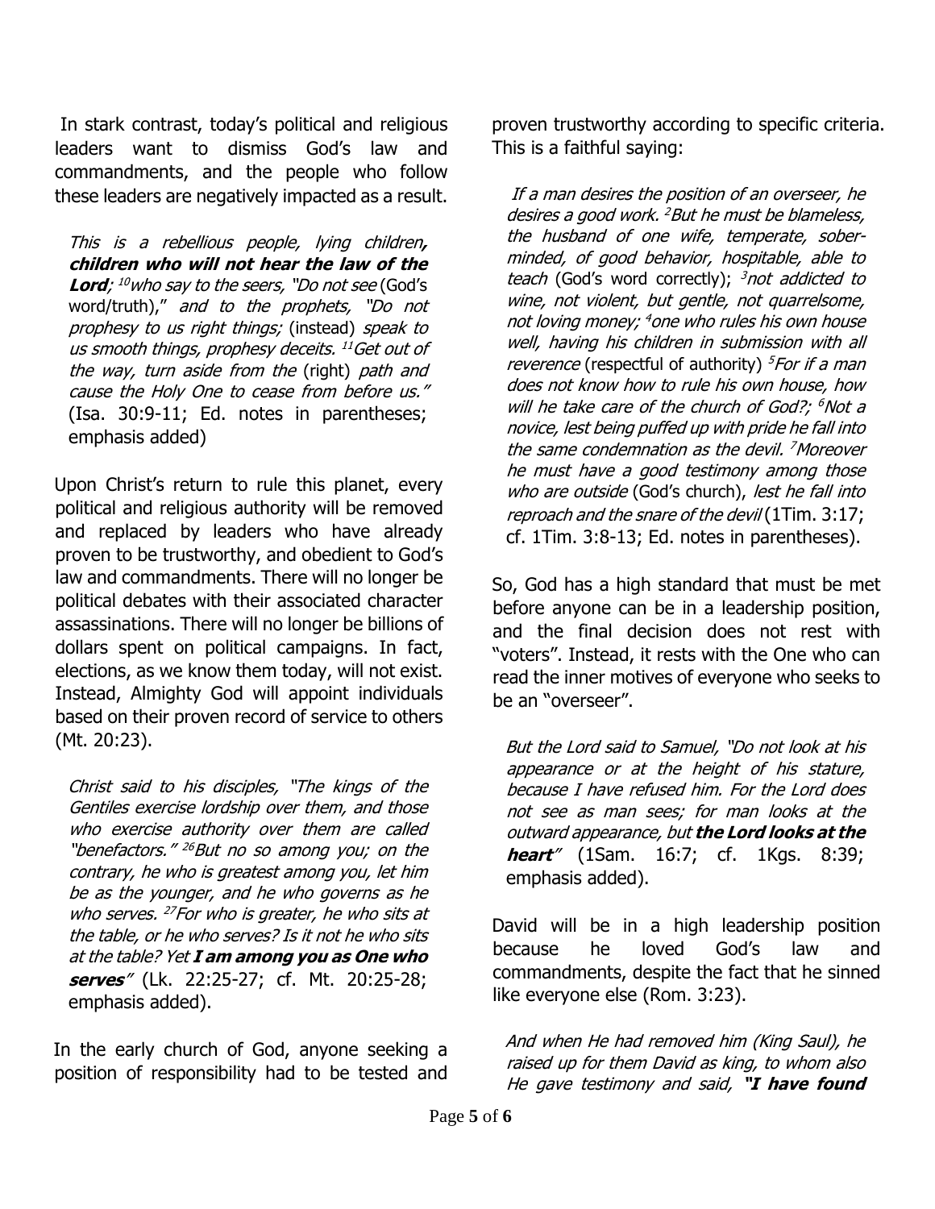In stark contrast, today's political and religious leaders want to dismiss God's law and commandments, and the people who follow these leaders are negatively impacted as a result.

> *This is a rebellious people, lying children,* ***children who will not hear the law of the Lord****;* [10]*who say to the seers, "Do not see* (God's word/truth)," *and to the prophets, "Do not prophesy to us right things;* (instead) *speak to us smooth things, prophesy deceits.* [11]*Get out of the way, turn aside from the* (right) *path and cause the Holy One to cease from before us."* (Isa. 30:9-11; Ed. notes in parentheses; emphasis added)

Upon Christ's return to rule this planet, every political and religious authority will be removed and replaced by leaders who have already proven to be trustworthy, and obedient to God's law and commandments. There will no longer be political debates with their associated character assassinations. There will no longer be billions of dollars spent on political campaigns. In fact, elections, as we know them today, will not exist. Instead, Almighty God will appoint individuals based on their proven record of service to others (Mt. 20:23).

> *Christ said to his disciples, "The kings of the Gentiles exercise lordship over them, and those who exercise authority over them are called "benefactors."* [26]*But no so among you; on the contrary, he who is greatest among you, let him be as the younger, and he who governs as he who serves.* [27]*For who is greater, he who sits at the table, or he who serves? Is it not he who sits at the table? Yet* ***I am among you as One who serves****"* (Lk. 22:25-27; cf. Mt. 20:25-28; emphasis added).

In the early church of God, anyone seeking a position of responsibility had to be tested and proven trustworthy according to specific criteria. This is a faithful saying:

> *If a man desires the position of an overseer, he desires a good work.* [2]*But he must be blameless, the husband of one wife, temperate, sober-minded, of good behavior, hospitable, able to teach* (God's word correctly); [3]*not addicted to wine, not violent, but gentle, not quarrelsome, not loving money;* [4]*one who rules his own house well, having his children in submission with all reverence* (respectful of authority) [5]*For if a man does not know how to rule his own house, how will he take care of the church of God?;* [6]*Not a novice, lest being puffed up with pride he fall into the same condemnation as the devil.* [7]*Moreover he must have a good testimony among those who are outside* (God's church), *lest he fall into reproach and the snare of the devil* (1Tim. 3:17; cf. 1Tim. 3:8-13; Ed. notes in parentheses).

So, God has a high standard that must be met before anyone can be in a leadership position, and the final decision does not rest with "voters". Instead, it rests with the One who can read the inner motives of everyone who seeks to be an "overseer".

> *But the Lord said to Samuel, "Do not look at his appearance or at the height of his stature, because I have refused him. For the Lord does not see as man sees; for man looks at the outward appearance, but* ***the Lord looks at the heart****"* (1Sam. 16:7; cf. 1Kgs. 8:39; emphasis added).

David will be in a high leadership position because he loved God's law and commandments, despite the fact that he sinned like everyone else (Rom. 3:23).

> *And when He had removed him (King Saul), he raised up for them David as king, to whom also He gave testimony and said,* ***"I have found***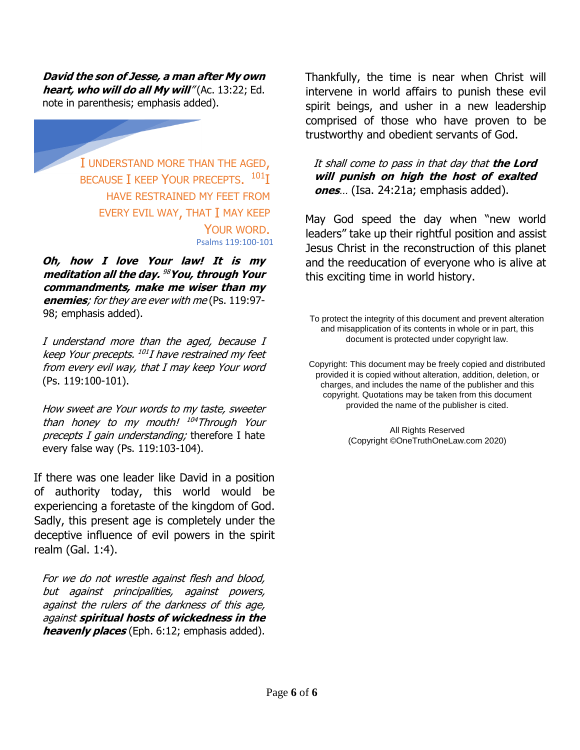***David the son of Jesse, a man after My own heart, who will do all My will"*** (Ac. 13:22; Ed. note in parenthesis; emphasis added).

> I UNDERSTAND MORE THAN THE AGED, BECAUSE I KEEP YOUR PRECEPTS. [101]I HAVE RESTRAINED MY FEET FROM EVERY EVIL WAY, THAT I MAY KEEP YOUR WORD.
>
> Psalms 119:100-101

***Oh, how I love Your law! It is my meditation all the day.*** [98]***You, through Your commandments, make me wiser than my enemies****; for they are ever with me* (Ps. 119:97-98; emphasis added).

*I understand more than the aged, because I keep Your precepts.* [101]*I have restrained my feet from every evil way, that I may keep Your word* (Ps. 119:100-101).

*How sweet are Your words to my taste, sweeter than honey to my mouth!* [104]*Through Your precepts I gain understanding;* therefore I hate every false way (Ps. 119:103-104).

If there was one leader like David in a position of authority today, this world would be experiencing a foretaste of the kingdom of God. Sadly, this present age is completely under the deceptive influence of evil powers in the spirit realm (Gal. 1:4).

*For we do not wrestle against flesh and blood, but against principalities, against powers, against the rulers of the darkness of this age, against* ***spiritual hosts of wickedness in the heavenly places*** (Eph. 6:12; emphasis added).

Thankfully, the time is near when Christ will intervene in world affairs to punish these evil spirit beings, and usher in a new leadership comprised of those who have proven to be trustworthy and obedient servants of God.

*It shall come to pass in that day that* ***the Lord will punish on high the host of exalted ones****…* (Isa. 24:21a; emphasis added).

May God speed the day when "new world leaders" take up their rightful position and assist Jesus Christ in the reconstruction of this planet and the reeducation of everyone who is alive at this exciting time in world history.

To protect the integrity of this document and prevent alteration and misapplication of its contents in whole or in part, this document is protected under copyright law.

Copyright: This document may be freely copied and distributed provided it is copied without alteration, addition, deletion, or charges, and includes the name of the publisher and this copyright. Quotations may be taken from this document provided the name of the publisher is cited.

All Rights Reserved
(Copyright ©OneTruthOneLaw.com 2020)